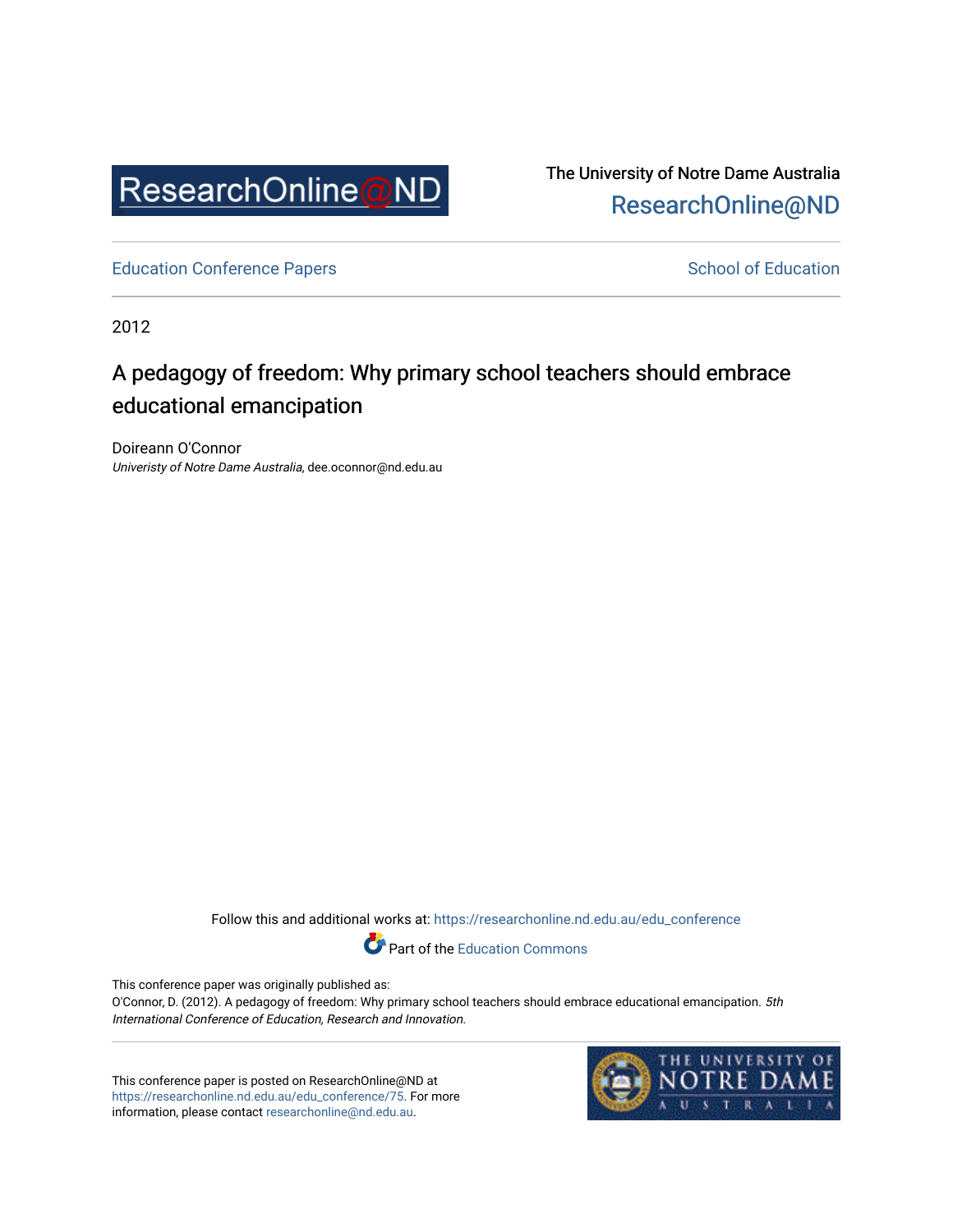ResearchOnline@ND

The University of Notre Dame Australia
ResearchOnline@ND

Education Conference Papers | School of Education

2012

# A pedagogy of freedom: Why primary school teachers should embrace educational emancipation

Doireann O'Connor
*Univeristy of Notre Dame Australia*, dee.oconnor@nd.edu.au

Follow this and additional works at: https://researchonline.nd.edu.au/edu_conference

Part of the Education Commons

This conference paper was originally published as:
O'Connor, D. (2012). A pedagogy of freedom: Why primary school teachers should embrace educational emancipation. *5th International Conference of Education, Research and Innovation*.

This conference paper is posted on ResearchOnline@ND at https://researchonline.nd.edu.au/edu_conference/75. For more information, please contact researchonline@nd.edu.au.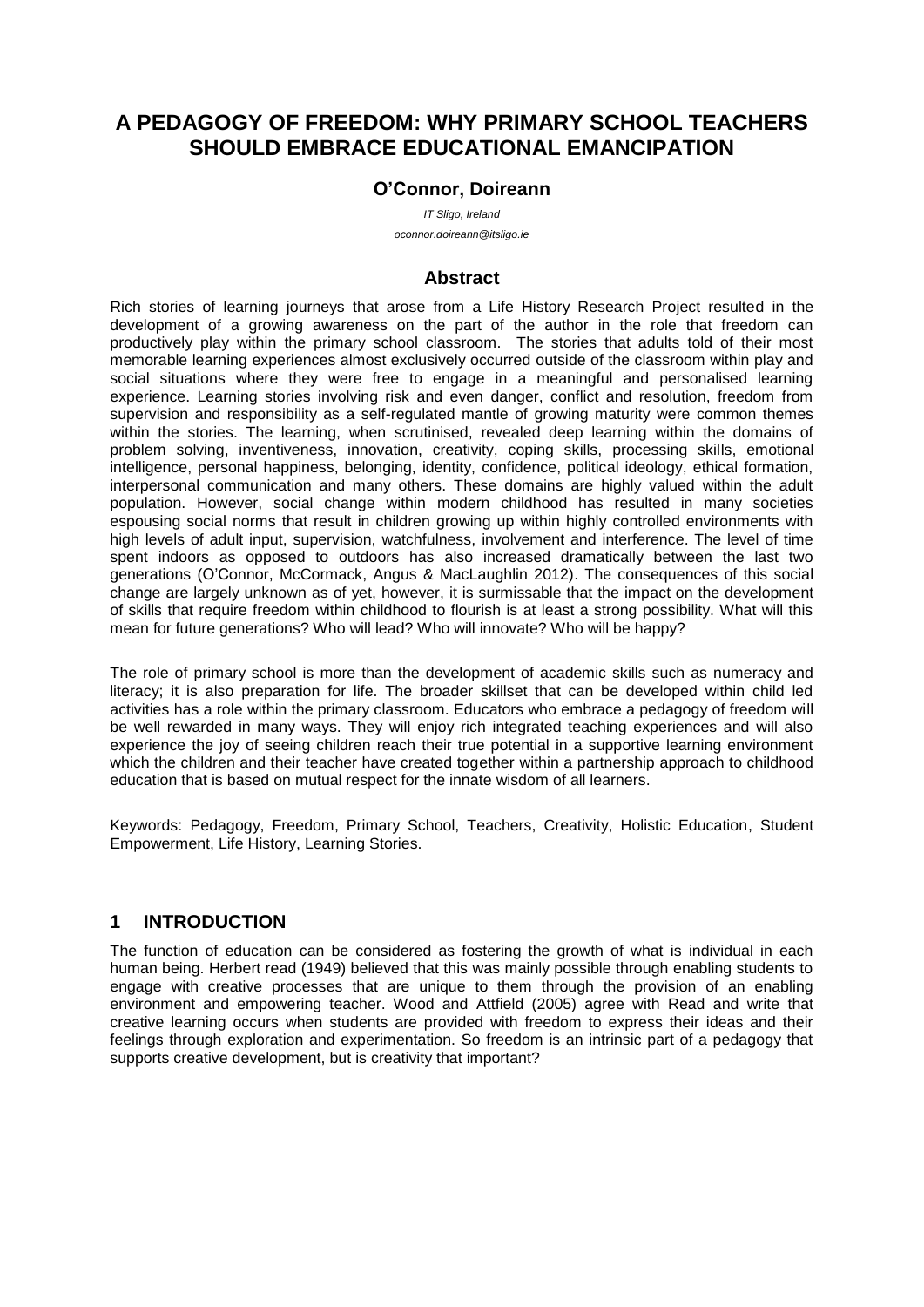# A PEDAGOGY OF FREEDOM: WHY PRIMARY SCHOOL TEACHERS SHOULD EMBRACE EDUCATIONAL EMANCIPATION

**O'Connor, Doireann**

*IT Sligo, Ireland*

*oconnor.doireann@itsligo.ie*

## Abstract

Rich stories of learning journeys that arose from a Life History Research Project resulted in the development of a growing awareness on the part of the author in the role that freedom can productively play within the primary school classroom. The stories that adults told of their most memorable learning experiences almost exclusively occurred outside of the classroom within play and social situations where they were free to engage in a meaningful and personalised learning experience. Learning stories involving risk and even danger, conflict and resolution, freedom from supervision and responsibility as a self-regulated mantle of growing maturity were common themes within the stories. The learning, when scrutinised, revealed deep learning within the domains of problem solving, inventiveness, innovation, creativity, coping skills, processing skills, emotional intelligence, personal happiness, belonging, identity, confidence, political ideology, ethical formation, interpersonal communication and many others. These domains are highly valued within the adult population. However, social change within modern childhood has resulted in many societies espousing social norms that result in children growing up within highly controlled environments with high levels of adult input, supervision, watchfulness, involvement and interference. The level of time spent indoors as opposed to outdoors has also increased dramatically between the last two generations (O'Connor, McCormack, Angus & MacLaughlin 2012). The consequences of this social change are largely unknown as of yet, however, it is surmissable that the impact on the development of skills that require freedom within childhood to flourish is at least a strong possibility. What will this mean for future generations? Who will lead? Who will innovate? Who will be happy?

The role of primary school is more than the development of academic skills such as numeracy and literacy; it is also preparation for life. The broader skillset that can be developed within child led activities has a role within the primary classroom. Educators who embrace a pedagogy of freedom will be well rewarded in many ways. They will enjoy rich integrated teaching experiences and will also experience the joy of seeing children reach their true potential in a supportive learning environment which the children and their teacher have created together within a partnership approach to childhood education that is based on mutual respect for the innate wisdom of all learners.

Keywords: Pedagogy, Freedom, Primary School, Teachers, Creativity, Holistic Education, Student Empowerment, Life History, Learning Stories.

## 1 INTRODUCTION

The function of education can be considered as fostering the growth of what is individual in each human being. Herbert read (1949) believed that this was mainly possible through enabling students to engage with creative processes that are unique to them through the provision of an enabling environment and empowering teacher. Wood and Attfield (2005) agree with Read and write that creative learning occurs when students are provided with freedom to express their ideas and their feelings through exploration and experimentation. So freedom is an intrinsic part of a pedagogy that supports creative development, but is creativity that important?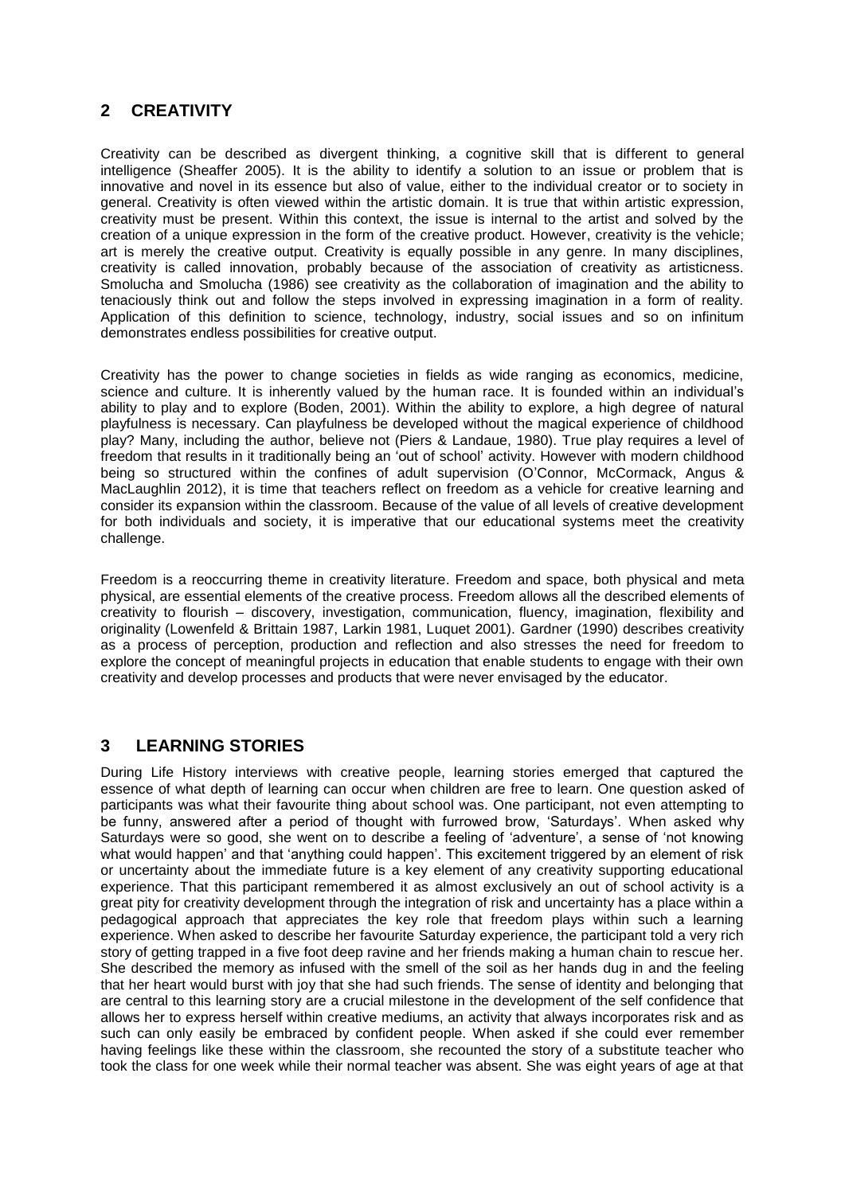## 2 CREATIVITY

Creativity can be described as divergent thinking, a cognitive skill that is different to general intelligence (Sheaffer 2005). It is the ability to identify a solution to an issue or problem that is innovative and novel in its essence but also of value, either to the individual creator or to society in general. Creativity is often viewed within the artistic domain. It is true that within artistic expression, creativity must be present. Within this context, the issue is internal to the artist and solved by the creation of a unique expression in the form of the creative product. However, creativity is the vehicle; art is merely the creative output. Creativity is equally possible in any genre. In many disciplines, creativity is called innovation, probably because of the association of creativity as artisticness. Smolucha and Smolucha (1986) see creativity as the collaboration of imagination and the ability to tenaciously think out and follow the steps involved in expressing imagination in a form of reality. Application of this definition to science, technology, industry, social issues and so on infinitum demonstrates endless possibilities for creative output.

Creativity has the power to change societies in fields as wide ranging as economics, medicine, science and culture. It is inherently valued by the human race. It is founded within an individual's ability to play and to explore (Boden, 2001). Within the ability to explore, a high degree of natural playfulness is necessary. Can playfulness be developed without the magical experience of childhood play? Many, including the author, believe not (Piers & Landaue, 1980). True play requires a level of freedom that results in it traditionally being an 'out of school' activity. However with modern childhood being so structured within the confines of adult supervision (O'Connor, McCormack, Angus & MacLaughlin 2012), it is time that teachers reflect on freedom as a vehicle for creative learning and consider its expansion within the classroom. Because of the value of all levels of creative development for both individuals and society, it is imperative that our educational systems meet the creativity challenge.

Freedom is a reoccurring theme in creativity literature. Freedom and space, both physical and meta physical, are essential elements of the creative process. Freedom allows all the described elements of creativity to flourish – discovery, investigation, communication, fluency, imagination, flexibility and originality (Lowenfeld & Brittain 1987, Larkin 1981, Luquet 2001). Gardner (1990) describes creativity as a process of perception, production and reflection and also stresses the need for freedom to explore the concept of meaningful projects in education that enable students to engage with their own creativity and develop processes and products that were never envisaged by the educator.

## 3 LEARNING STORIES

During Life History interviews with creative people, learning stories emerged that captured the essence of what depth of learning can occur when children are free to learn. One question asked of participants was what their favourite thing about school was. One participant, not even attempting to be funny, answered after a period of thought with furrowed brow, 'Saturdays'. When asked why Saturdays were so good, she went on to describe a feeling of 'adventure', a sense of 'not knowing what would happen' and that 'anything could happen'. This excitement triggered by an element of risk or uncertainty about the immediate future is a key element of any creativity supporting educational experience. That this participant remembered it as almost exclusively an out of school activity is a great pity for creativity development through the integration of risk and uncertainty has a place within a pedagogical approach that appreciates the key role that freedom plays within such a learning experience. When asked to describe her favourite Saturday experience, the participant told a very rich story of getting trapped in a five foot deep ravine and her friends making a human chain to rescue her. She described the memory as infused with the smell of the soil as her hands dug in and the feeling that her heart would burst with joy that she had such friends. The sense of identity and belonging that are central to this learning story are a crucial milestone in the development of the self confidence that allows her to express herself within creative mediums, an activity that always incorporates risk and as such can only easily be embraced by confident people. When asked if she could ever remember having feelings like these within the classroom, she recounted the story of a substitute teacher who took the class for one week while their normal teacher was absent. She was eight years of age at that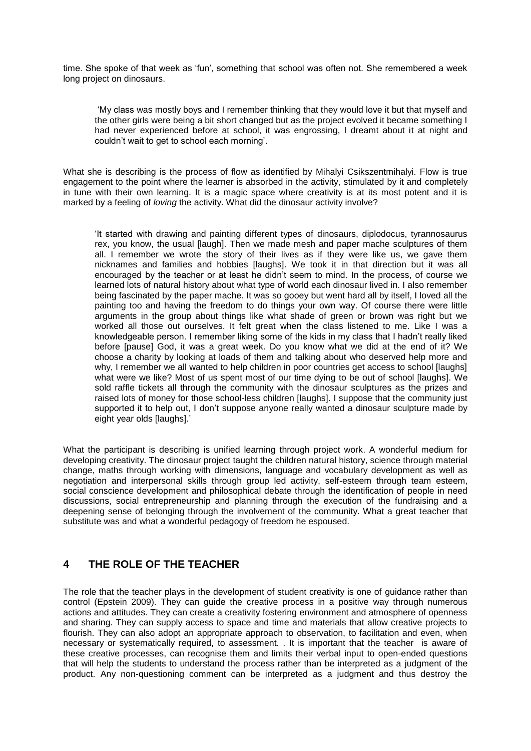time. She spoke of that week as 'fun', something that school was often not. She remembered a week long project on dinosaurs.

> 'My class was mostly boys and I remember thinking that they would love it but that myself and the other girls were being a bit short changed but as the project evolved it became something I had never experienced before at school, it was engrossing, I dreamt about it at night and couldn't wait to get to school each morning'.

What she is describing is the process of flow as identified by Mihalyi Csikszentmihalyi. Flow is true engagement to the point where the learner is absorbed in the activity, stimulated by it and completely in tune with their own learning. It is a magic space where creativity is at its most potent and it is marked by a feeling of *loving* the activity. What did the dinosaur activity involve?

> 'It started with drawing and painting different types of dinosaurs, diplodocus, tyrannosaurus rex, you know, the usual [laugh]. Then we made mesh and paper mache sculptures of them all. I remember we wrote the story of their lives as if they were like us, we gave them nicknames and families and hobbies [laughs]. We took it in that direction but it was all encouraged by the teacher or at least he didn't seem to mind. In the process, of course we learned lots of natural history about what type of world each dinosaur lived in. I also remember being fascinated by the paper mache. It was so gooey but went hard all by itself, I loved all the painting too and having the freedom to do things your own way. Of course there were little arguments in the group about things like what shade of green or brown was right but we worked all those out ourselves. It felt great when the class listened to me. Like I was a knowledgeable person. I remember liking some of the kids in my class that I hadn't really liked before [pause] God, it was a great week. Do you know what we did at the end of it? We choose a charity by looking at loads of them and talking about who deserved help more and why, I remember we all wanted to help children in poor countries get access to school [laughs] what were we like? Most of us spent most of our time dying to be out of school [laughs]. We sold raffle tickets all through the community with the dinosaur sculptures as the prizes and raised lots of money for those school-less children [laughs]. I suppose that the community just supported it to help out, I don't suppose anyone really wanted a dinosaur sculpture made by eight year olds [laughs].'

What the participant is describing is unified learning through project work. A wonderful medium for developing creativity. The dinosaur project taught the children natural history, science through material change, maths through working with dimensions, language and vocabulary development as well as negotiation and interpersonal skills through group led activity, self-esteem through team esteem, social conscience development and philosophical debate through the identification of people in need discussions, social entrepreneurship and planning through the execution of the fundraising and a deepening sense of belonging through the involvement of the community. What a great teacher that substitute was and what a wonderful pedagogy of freedom he espoused.

## 4 THE ROLE OF THE TEACHER

The role that the teacher plays in the development of student creativity is one of guidance rather than control (Epstein 2009). They can guide the creative process in a positive way through numerous actions and attitudes. They can create a creativity fostering environment and atmosphere of openness and sharing. They can supply access to space and time and materials that allow creative projects to flourish. They can also adopt an appropriate approach to observation, to facilitation and even, when necessary or systematically required, to assessment. . It is important that the teacher is aware of these creative processes, can recognise them and limits their verbal input to open-ended questions that will help the students to understand the process rather than be interpreted as a judgment of the product. Any non-questioning comment can be interpreted as a judgment and thus destroy the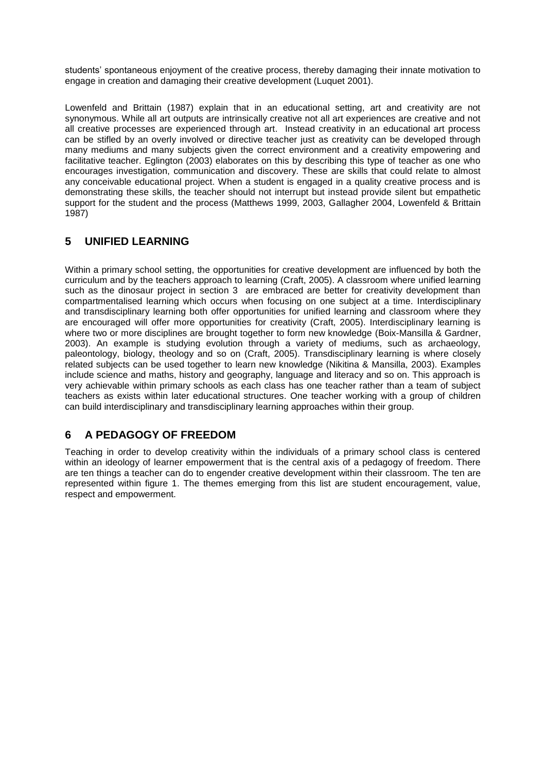students' spontaneous enjoyment of the creative process, thereby damaging their innate motivation to engage in creation and damaging their creative development (Luquet 2001).

Lowenfeld and Brittain (1987) explain that in an educational setting, art and creativity are not synonymous. While all art outputs are intrinsically creative not all art experiences are creative and not all creative processes are experienced through art. Instead creativity in an educational art process can be stifled by an overly involved or directive teacher just as creativity can be developed through many mediums and many subjects given the correct environment and a creativity empowering and facilitative teacher. Eglington (2003) elaborates on this by describing this type of teacher as one who encourages investigation, communication and discovery. These are skills that could relate to almost any conceivable educational project. When a student is engaged in a quality creative process and is demonstrating these skills, the teacher should not interrupt but instead provide silent but empathetic support for the student and the process (Matthews 1999, 2003, Gallagher 2004, Lowenfeld & Brittain 1987)

## 5 UNIFIED LEARNING

Within a primary school setting, the opportunities for creative development are influenced by both the curriculum and by the teachers approach to learning (Craft, 2005). A classroom where unified learning such as the dinosaur project in section 3 are embraced are better for creativity development than compartmentalised learning which occurs when focusing on one subject at a time. Interdisciplinary and transdisciplinary learning both offer opportunities for unified learning and classroom where they are encouraged will offer more opportunities for creativity (Craft, 2005). Interdisciplinary learning is where two or more disciplines are brought together to form new knowledge (Boix-Mansilla & Gardner, 2003). An example is studying evolution through a variety of mediums, such as archaeology, paleontology, biology, theology and so on (Craft, 2005). Transdisciplinary learning is where closely related subjects can be used together to learn new knowledge (Nikitina & Mansilla, 2003). Examples include science and maths, history and geography, language and literacy and so on. This approach is very achievable within primary schools as each class has one teacher rather than a team of subject teachers as exists within later educational structures. One teacher working with a group of children can build interdisciplinary and transdisciplinary learning approaches within their group.

## 6 A PEDAGOGY OF FREEDOM

Teaching in order to develop creativity within the individuals of a primary school class is centered within an ideology of learner empowerment that is the central axis of a pedagogy of freedom. There are ten things a teacher can do to engender creative development within their classroom. The ten are represented within figure 1. The themes emerging from this list are student encouragement, value, respect and empowerment.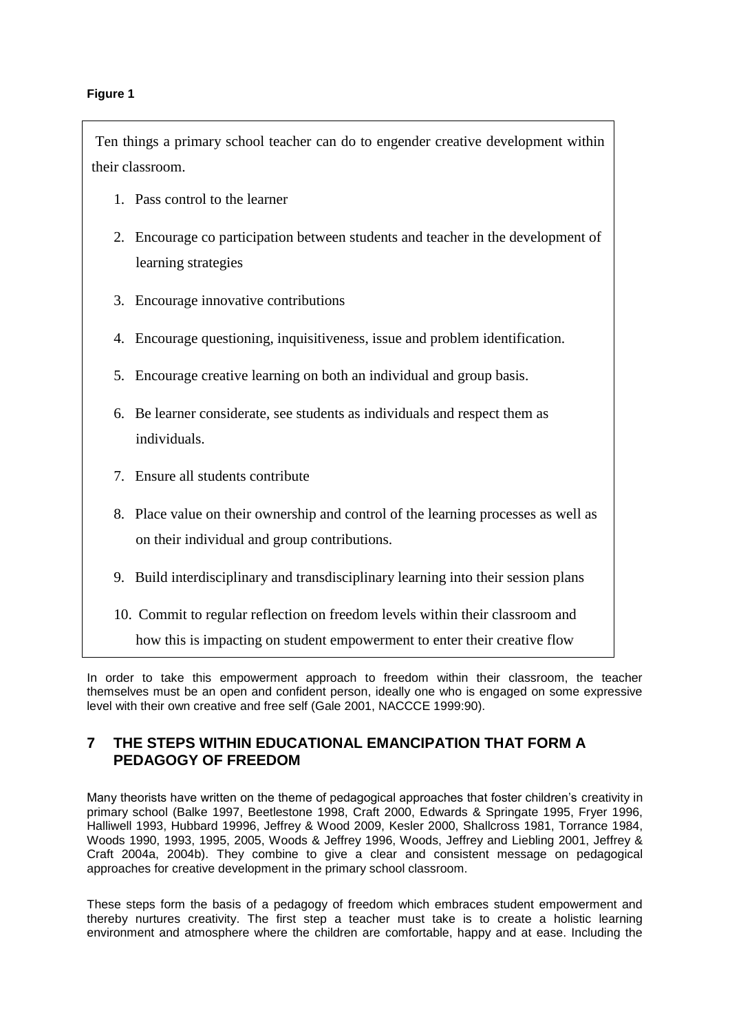**Figure 1**

Ten things a primary school teacher can do to engender creative development within their classroom.

1. Pass control to the learner
2. Encourage co participation between students and teacher in the development of learning strategies
3. Encourage innovative contributions
4. Encourage questioning, inquisitiveness, issue and problem identification.
5. Encourage creative learning on both an individual and group basis.
6. Be learner considerate, see students as individuals and respect them as individuals.
7. Ensure all students contribute
8. Place value on their ownership and control of the learning processes as well as on their individual and group contributions.
9. Build interdisciplinary and transdisciplinary learning into their session plans
10. Commit to regular reflection on freedom levels within their classroom and how this is impacting on student empowerment to enter their creative flow

In order to take this empowerment approach to freedom within their classroom, the teacher themselves must be an open and confident person, ideally one who is engaged on some expressive level with their own creative and free self (Gale 2001, NACCCE 1999:90).

## 7 THE STEPS WITHIN EDUCATIONAL EMANCIPATION THAT FORM A PEDAGOGY OF FREEDOM

Many theorists have written on the theme of pedagogical approaches that foster children's creativity in primary school (Balke 1997, Beetlestone 1998, Craft 2000, Edwards & Springate 1995, Fryer 1996, Halliwell 1993, Hubbard 19996, Jeffrey & Wood 2009, Kesler 2000, Shallcross 1981, Torrance 1984, Woods 1990, 1993, 1995, 2005, Woods & Jeffrey 1996, Woods, Jeffrey and Liebling 2001, Jeffrey & Craft 2004a, 2004b). They combine to give a clear and consistent message on pedagogical approaches for creative development in the primary school classroom.

These steps form the basis of a pedagogy of freedom which embraces student empowerment and thereby nurtures creativity. The first step a teacher must take is to create a holistic learning environment and atmosphere where the children are comfortable, happy and at ease. Including the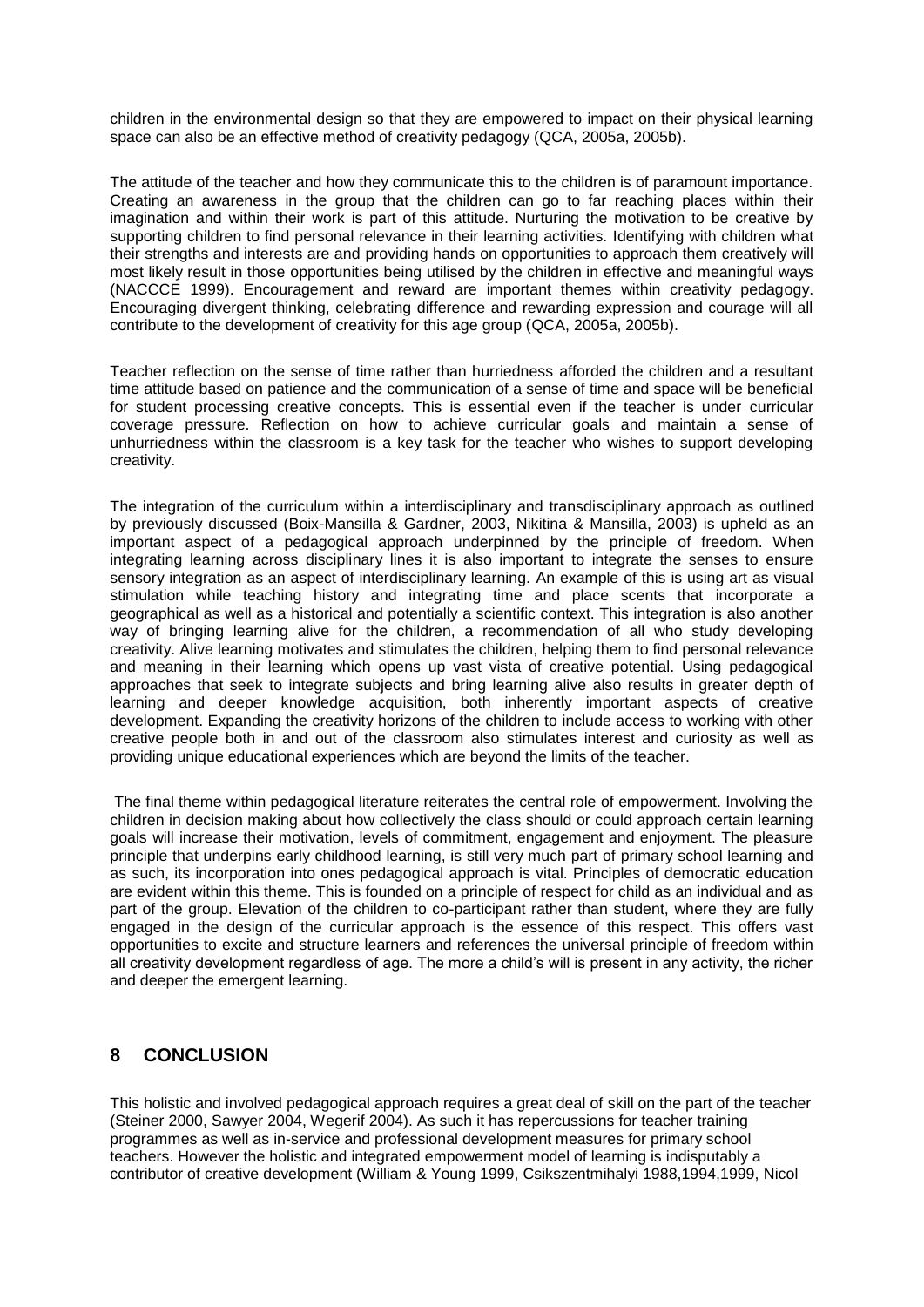children in the environmental design so that they are empowered to impact on their physical learning space can also be an effective method of creativity pedagogy (QCA, 2005a, 2005b).

The attitude of the teacher and how they communicate this to the children is of paramount importance. Creating an awareness in the group that the children can go to far reaching places within their imagination and within their work is part of this attitude. Nurturing the motivation to be creative by supporting children to find personal relevance in their learning activities. Identifying with children what their strengths and interests are and providing hands on opportunities to approach them creatively will most likely result in those opportunities being utilised by the children in effective and meaningful ways (NACCCE 1999). Encouragement and reward are important themes within creativity pedagogy. Encouraging divergent thinking, celebrating difference and rewarding expression and courage will all contribute to the development of creativity for this age group (QCA, 2005a, 2005b).

Teacher reflection on the sense of time rather than hurriedness afforded the children and a resultant time attitude based on patience and the communication of a sense of time and space will be beneficial for student processing creative concepts. This is essential even if the teacher is under curricular coverage pressure. Reflection on how to achieve curricular goals and maintain a sense of unhurriedness within the classroom is a key task for the teacher who wishes to support developing creativity.

The integration of the curriculum within a interdisciplinary and transdisciplinary approach as outlined by previously discussed (Boix-Mansilla & Gardner, 2003, Nikitina & Mansilla, 2003) is upheld as an important aspect of a pedagogical approach underpinned by the principle of freedom. When integrating learning across disciplinary lines it is also important to integrate the senses to ensure sensory integration as an aspect of interdisciplinary learning. An example of this is using art as visual stimulation while teaching history and integrating time and place scents that incorporate a geographical as well as a historical and potentially a scientific context. This integration is also another way of bringing learning alive for the children, a recommendation of all who study developing creativity. Alive learning motivates and stimulates the children, helping them to find personal relevance and meaning in their learning which opens up vast vista of creative potential. Using pedagogical approaches that seek to integrate subjects and bring learning alive also results in greater depth of learning and deeper knowledge acquisition, both inherently important aspects of creative development. Expanding the creativity horizons of the children to include access to working with other creative people both in and out of the classroom also stimulates interest and curiosity as well as providing unique educational experiences which are beyond the limits of the teacher.

The final theme within pedagogical literature reiterates the central role of empowerment. Involving the children in decision making about how collectively the class should or could approach certain learning goals will increase their motivation, levels of commitment, engagement and enjoyment. The pleasure principle that underpins early childhood learning, is still very much part of primary school learning and as such, its incorporation into ones pedagogical approach is vital. Principles of democratic education are evident within this theme. This is founded on a principle of respect for child as an individual and as part of the group. Elevation of the children to co-participant rather than student, where they are fully engaged in the design of the curricular approach is the essence of this respect. This offers vast opportunities to excite and structure learners and references the universal principle of freedom within all creativity development regardless of age. The more a child's will is present in any activity, the richer and deeper the emergent learning.

## 8 CONCLUSION

This holistic and involved pedagogical approach requires a great deal of skill on the part of the teacher (Steiner 2000, Sawyer 2004, Wegerif 2004). As such it has repercussions for teacher training programmes as well as in-service and professional development measures for primary school teachers. However the holistic and integrated empowerment model of learning is indisputably a contributor of creative development (William & Young 1999, Csikszentmihalyi 1988,1994,1999, Nicol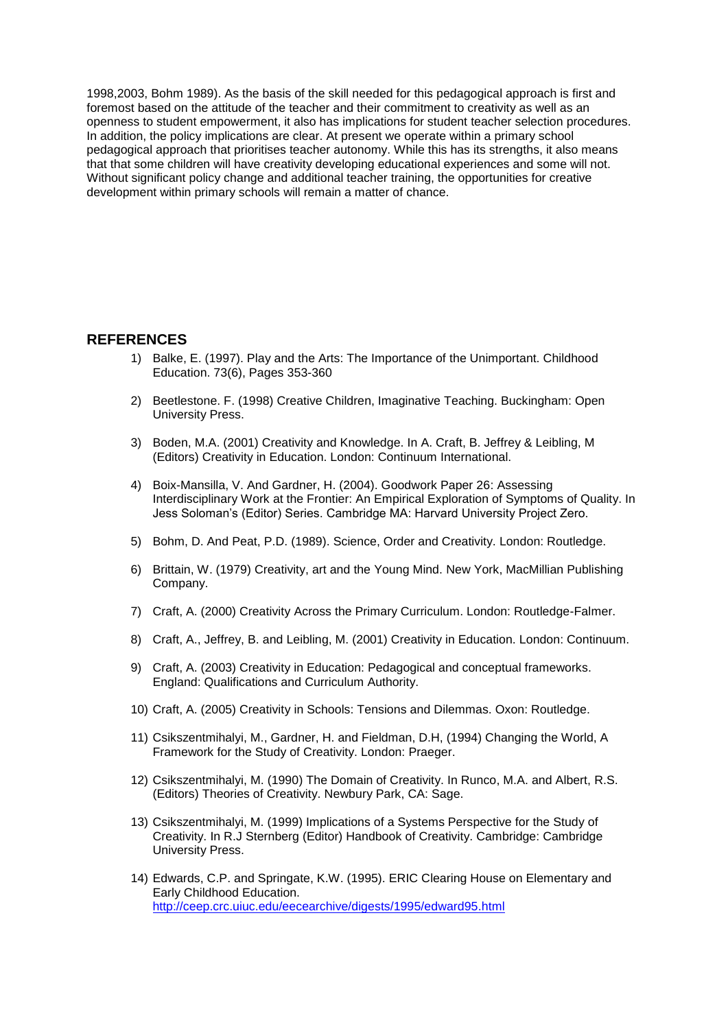1998,2003, Bohm 1989). As the basis of the skill needed for this pedagogical approach is first and foremost based on the attitude of the teacher and their commitment to creativity as well as an openness to student empowerment, it also has implications for student teacher selection procedures. In addition, the policy implications are clear. At present we operate within a primary school pedagogical approach that prioritises teacher autonomy. While this has its strengths, it also means that that some children will have creativity developing educational experiences and some will not. Without significant policy change and additional teacher training, the opportunities for creative development within primary schools will remain a matter of chance.

## REFERENCES

1) Balke, E. (1997). Play and the Arts: The Importance of the Unimportant. Childhood Education. 73(6), Pages 353-360

2) Beetlestone. F. (1998) Creative Children, Imaginative Teaching. Buckingham: Open University Press.

3) Boden, M.A. (2001) Creativity and Knowledge. In A. Craft, B. Jeffrey & Leibling, M (Editors) Creativity in Education. London: Continuum International.

4) Boix-Mansilla, V. And Gardner, H. (2004). Goodwork Paper 26: Assessing Interdisciplinary Work at the Frontier: An Empirical Exploration of Symptoms of Quality. In Jess Soloman's (Editor) Series. Cambridge MA: Harvard University Project Zero.

5) Bohm, D. And Peat, P.D. (1989). Science, Order and Creativity. London: Routledge.

6) Brittain, W. (1979) Creativity, art and the Young Mind. New York, MacMillian Publishing Company.

7) Craft, A. (2000) Creativity Across the Primary Curriculum. London: Routledge-Falmer.

8) Craft, A., Jeffrey, B. and Leibling, M. (2001) Creativity in Education. London: Continuum.

9) Craft, A. (2003) Creativity in Education: Pedagogical and conceptual frameworks. England: Qualifications and Curriculum Authority.

10) Craft, A. (2005) Creativity in Schools: Tensions and Dilemmas. Oxon: Routledge.

11) Csikszentmihalyi, M., Gardner, H. and Fieldman, D.H, (1994) Changing the World, A Framework for the Study of Creativity. London: Praeger.

12) Csikszentmihalyi, M. (1990) The Domain of Creativity. In Runco, M.A. and Albert, R.S. (Editors) Theories of Creativity. Newbury Park, CA: Sage.

13) Csikszentmihalyi, M. (1999) Implications of a Systems Perspective for the Study of Creativity. In R.J Sternberg (Editor) Handbook of Creativity. Cambridge: Cambridge University Press.

14) Edwards, C.P. and Springate, K.W. (1995). ERIC Clearing House on Elementary and Early Childhood Education. http://ceep.crc.uiuc.edu/eecearchive/digests/1995/edward95.html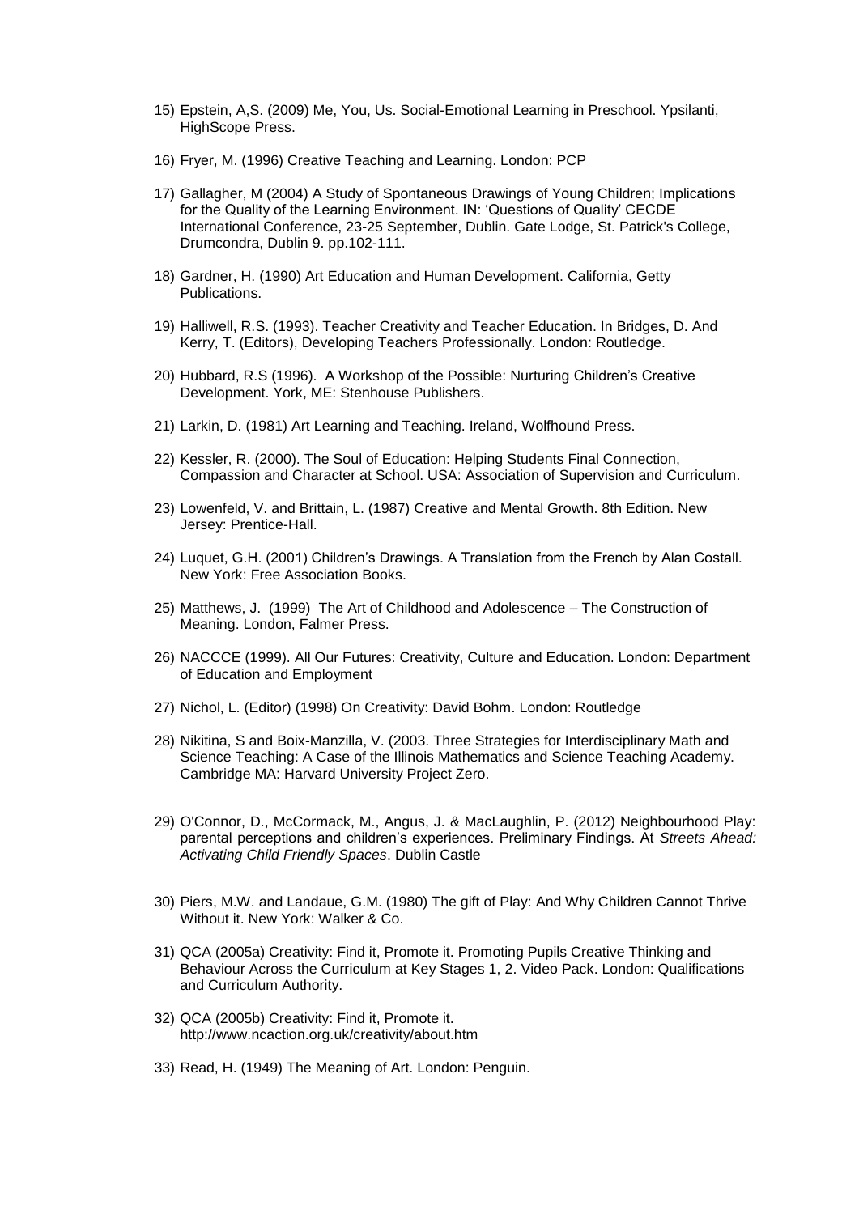15) Epstein, A,S. (2009) Me, You, Us. Social-Emotional Learning in Preschool. Ypsilanti, HighScope Press.

16) Fryer, M. (1996) Creative Teaching and Learning. London: PCP

17) Gallagher, M (2004) A Study of Spontaneous Drawings of Young Children; Implications for the Quality of the Learning Environment. IN: 'Questions of Quality' CECDE International Conference, 23-25 September, Dublin. Gate Lodge, St. Patrick's College, Drumcondra, Dublin 9. pp.102-111.

18) Gardner, H. (1990) Art Education and Human Development. California, Getty Publications.

19) Halliwell, R.S. (1993). Teacher Creativity and Teacher Education. In Bridges, D. And Kerry, T. (Editors), Developing Teachers Professionally. London: Routledge.

20) Hubbard, R.S (1996). A Workshop of the Possible: Nurturing Children's Creative Development. York, ME: Stenhouse Publishers.

21) Larkin, D. (1981) Art Learning and Teaching. Ireland, Wolfhound Press.

22) Kessler, R. (2000). The Soul of Education: Helping Students Final Connection, Compassion and Character at School. USA: Association of Supervision and Curriculum.

23) Lowenfeld, V. and Brittain, L. (1987) Creative and Mental Growth. 8th Edition. New Jersey: Prentice-Hall.

24) Luquet, G.H. (2001) Children's Drawings. A Translation from the French by Alan Costall. New York: Free Association Books.

25) Matthews, J. (1999) The Art of Childhood and Adolescence – The Construction of Meaning. London, Falmer Press.

26) NACCCE (1999). All Our Futures: Creativity, Culture and Education. London: Department of Education and Employment

27) Nichol, L. (Editor) (1998) On Creativity: David Bohm. London: Routledge

28) Nikitina, S and Boix-Manzilla, V. (2003. Three Strategies for Interdisciplinary Math and Science Teaching: A Case of the Illinois Mathematics and Science Teaching Academy. Cambridge MA: Harvard University Project Zero.

29) O'Connor, D., McCormack, M., Angus, J. & MacLaughlin, P. (2012) Neighbourhood Play: parental perceptions and children's experiences. Preliminary Findings. At *Streets Ahead: Activating Child Friendly Spaces*. Dublin Castle

30) Piers, M.W. and Landaue, G.M. (1980) The gift of Play: And Why Children Cannot Thrive Without it. New York: Walker & Co.

31) QCA (2005a) Creativity: Find it, Promote it. Promoting Pupils Creative Thinking and Behaviour Across the Curriculum at Key Stages 1, 2. Video Pack. London: Qualifications and Curriculum Authority.

32) QCA (2005b) Creativity: Find it, Promote it. http://www.ncaction.org.uk/creativity/about.htm

33) Read, H. (1949) The Meaning of Art. London: Penguin.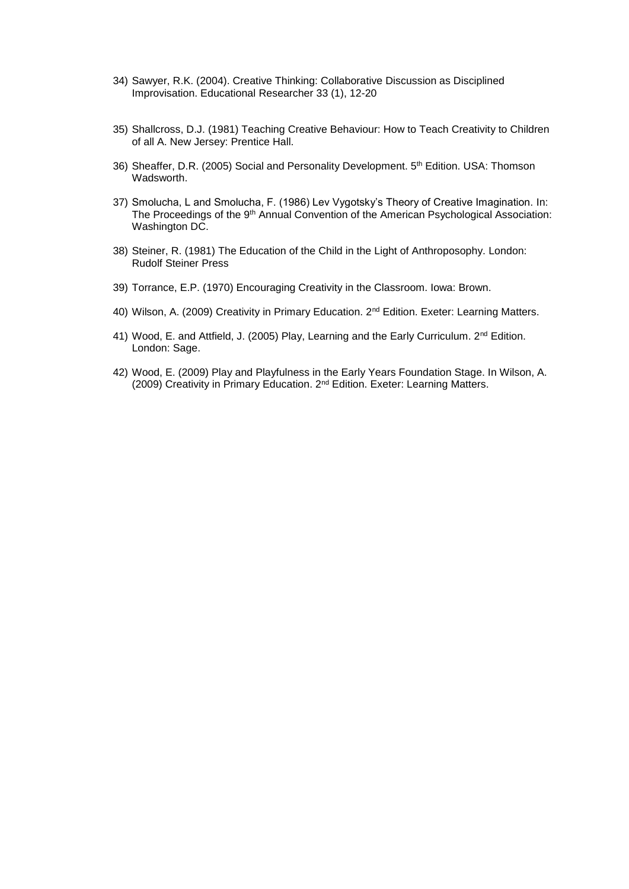34) Sawyer, R.K. (2004). Creative Thinking: Collaborative Discussion as Disciplined Improvisation. Educational Researcher 33 (1), 12-20

35) Shallcross, D.J. (1981) Teaching Creative Behaviour: How to Teach Creativity to Children of all A. New Jersey: Prentice Hall.

36) Sheaffer, D.R. (2005) Social and Personality Development. 5th Edition. USA: Thomson Wadsworth.

37) Smolucha, L and Smolucha, F. (1986) Lev Vygotsky's Theory of Creative Imagination. In: The Proceedings of the 9th Annual Convention of the American Psychological Association: Washington DC.

38) Steiner, R. (1981) The Education of the Child in the Light of Anthroposophy. London: Rudolf Steiner Press

39) Torrance, E.P. (1970) Encouraging Creativity in the Classroom. Iowa: Brown.

40) Wilson, A. (2009) Creativity in Primary Education. 2nd Edition. Exeter: Learning Matters.

41) Wood, E. and Attfield, J. (2005) Play, Learning and the Early Curriculum. 2nd Edition. London: Sage.

42) Wood, E. (2009) Play and Playfulness in the Early Years Foundation Stage. In Wilson, A. (2009) Creativity in Primary Education. 2nd Edition. Exeter: Learning Matters.